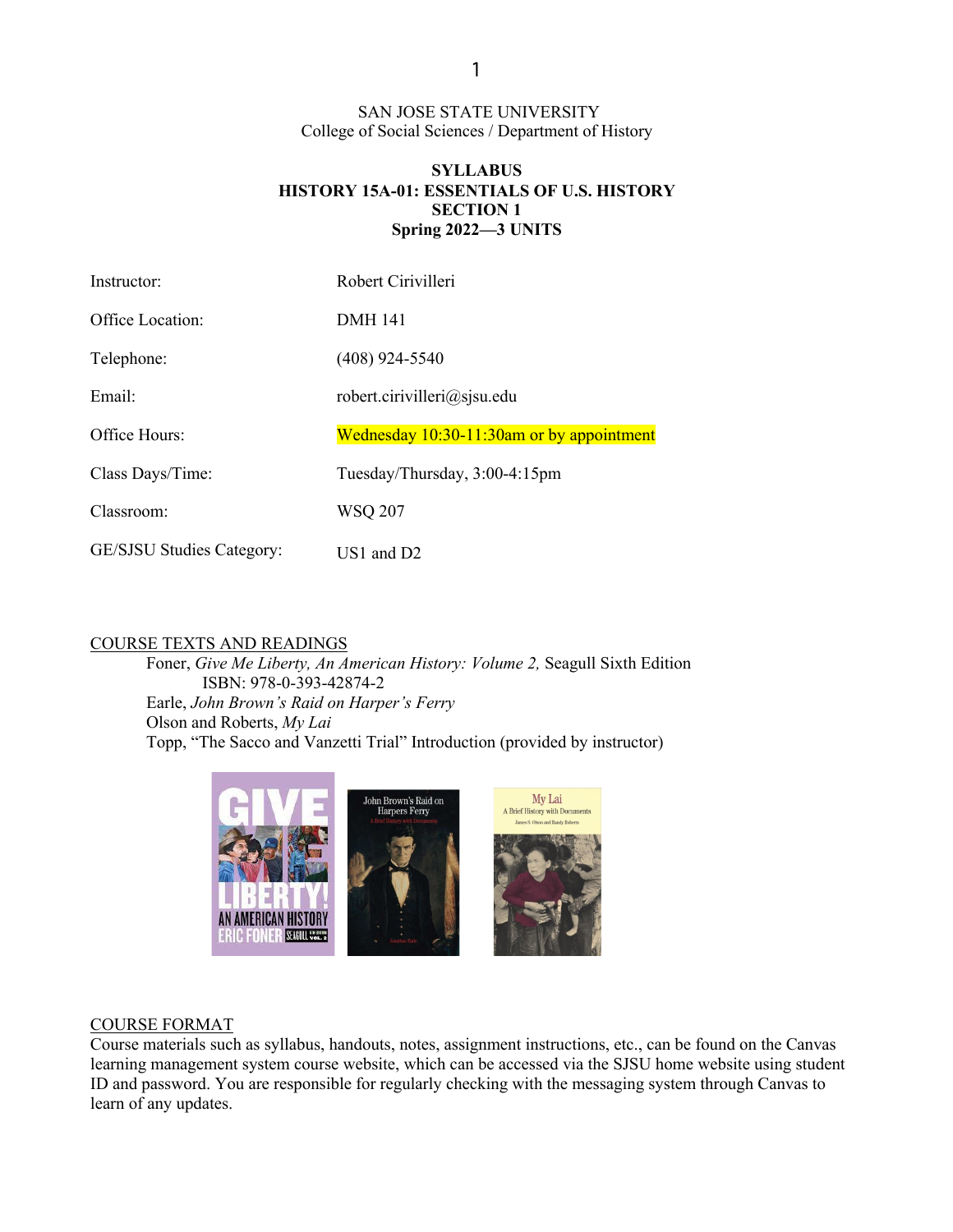SAN JOSE STATE UNIVERSITY
College of Social Sciences / Department of History

**SYLLABUS**
**HISTORY 15A-01: ESSENTIALS OF U.S. HISTORY**
**SECTION 1**
**Spring 2022—3 UNITS**

| | |
|---|---|
| Instructor: | Robert Cirivilleri |
| Office Location: | DMH 141 |
| Telephone: | (408) 924-5540 |
| Email: | robert.cirivilleri@sjsu.edu |
| Office Hours: | Wednesday 10:30-11:30am or by appointment |
| Class Days/Time: | Tuesday/Thursday, 3:00-4:15pm |
| Classroom: | WSQ 207 |
| GE/SJSU Studies Category: | US1 and D2 |

COURSE TEXTS AND READINGS

Foner, *Give Me Liberty, An American History: Volume 2,* Seagull Sixth Edition
ISBN: 978-0-393-42874-2
Earle, *John Brown's Raid on Harper's Ferry*
Olson and Roberts, *My Lai*
Topp, "The Sacco and Vanzetti Trial" Introduction (provided by instructor)

COURSE FORMAT

Course materials such as syllabus, handouts, notes, assignment instructions, etc., can be found on the Canvas learning management system course website, which can be accessed via the SJSU home website using student ID and password. You are responsible for regularly checking with the messaging system through Canvas to learn of any updates.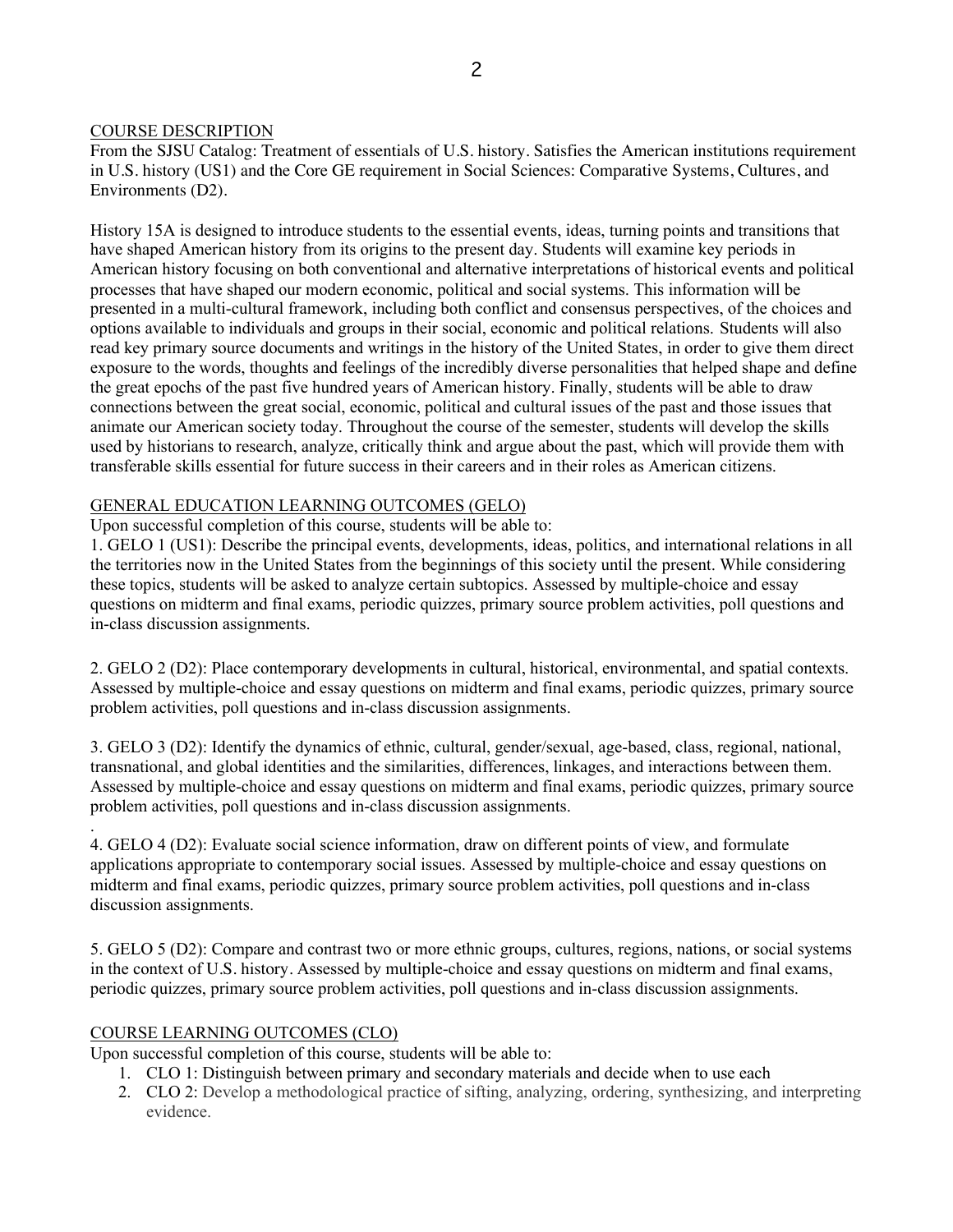## COURSE DESCRIPTION

From the SJSU Catalog: Treatment of essentials of U.S. history. Satisfies the American institutions requirement in U.S. history (US1) and the Core GE requirement in Social Sciences: Comparative Systems, Cultures, and Environments (D2).

History 15A is designed to introduce students to the essential events, ideas, turning points and transitions that have shaped American history from its origins to the present day. Students will examine key periods in American history focusing on both conventional and alternative interpretations of historical events and political processes that have shaped our modern economic, political and social systems. This information will be presented in a multi-cultural framework, including both conflict and consensus perspectives, of the choices and options available to individuals and groups in their social, economic and political relations. Students will also read key primary source documents and writings in the history of the United States, in order to give them direct exposure to the words, thoughts and feelings of the incredibly diverse personalities that helped shape and define the great epochs of the past five hundred years of American history. Finally, students will be able to draw connections between the great social, economic, political and cultural issues of the past and those issues that animate our American society today. Throughout the course of the semester, students will develop the skills used by historians to research, analyze, critically think and argue about the past, which will provide them with transferable skills essential for future success in their careers and in their roles as American citizens.

## GENERAL EDUCATION LEARNING OUTCOMES (GELO)

Upon successful completion of this course, students will be able to:

1. GELO 1 (US1): Describe the principal events, developments, ideas, politics, and international relations in all the territories now in the United States from the beginnings of this society until the present. While considering these topics, students will be asked to analyze certain subtopics. Assessed by multiple-choice and essay questions on midterm and final exams, periodic quizzes, primary source problem activities, poll questions and in-class discussion assignments.

2. GELO 2 (D2): Place contemporary developments in cultural, historical, environmental, and spatial contexts. Assessed by multiple-choice and essay questions on midterm and final exams, periodic quizzes, primary source problem activities, poll questions and in-class discussion assignments.

3. GELO 3 (D2): Identify the dynamics of ethnic, cultural, gender/sexual, age-based, class, regional, national, transnational, and global identities and the similarities, differences, linkages, and interactions between them. Assessed by multiple-choice and essay questions on midterm and final exams, periodic quizzes, primary source problem activities, poll questions and in-class discussion assignments.

4. GELO 4 (D2): Evaluate social science information, draw on different points of view, and formulate applications appropriate to contemporary social issues. Assessed by multiple-choice and essay questions on midterm and final exams, periodic quizzes, primary source problem activities, poll questions and in-class discussion assignments.

5. GELO 5 (D2): Compare and contrast two or more ethnic groups, cultures, regions, nations, or social systems in the context of U.S. history. Assessed by multiple-choice and essay questions on midterm and final exams, periodic quizzes, primary source problem activities, poll questions and in-class discussion assignments.

## COURSE LEARNING OUTCOMES (CLO)

Upon successful completion of this course, students will be able to:

1. CLO 1: Distinguish between primary and secondary materials and decide when to use each
2. CLO 2: Develop a methodological practice of sifting, analyzing, ordering, synthesizing, and interpreting evidence.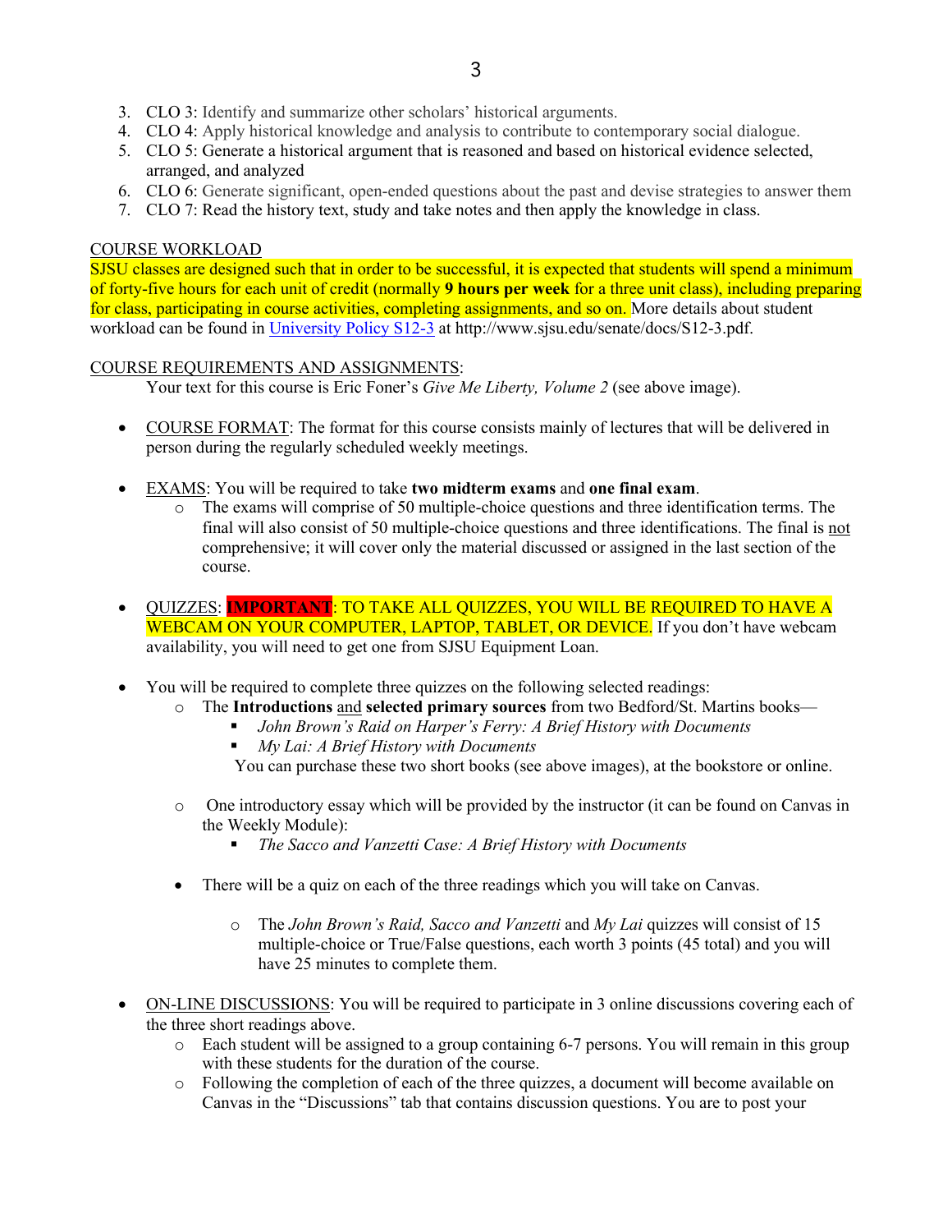3. CLO 3: Identify and summarize other scholars' historical arguments.
4. CLO 4: Apply historical knowledge and analysis to contribute to contemporary social dialogue.
5. CLO 5: Generate a historical argument that is reasoned and based on historical evidence selected, arranged, and analyzed
6. CLO 6: Generate significant, open-ended questions about the past and devise strategies to answer them
7. CLO 7: Read the history text, study and take notes and then apply the knowledge in class.

<u>COURSE WORKLOAD</u>

SJSU classes are designed such that in order to be successful, it is expected that students will spend a minimum of forty-five hours for each unit of credit (normally **9 hours per week** for a three unit class), including preparing for class, participating in course activities, completing assignments, and so on. More details about student workload can be found in [University Policy S12-3](http://www.sjsu.edu/senate/docs/S12-3.pdf) at http://www.sjsu.edu/senate/docs/S12-3.pdf.

<u>COURSE REQUIREMENTS AND ASSIGNMENTS</u>:

Your text for this course is Eric Foner's *Give Me Liberty, Volume 2* (see above image).

- <u>COURSE FORMAT</u>: The format for this course consists mainly of lectures that will be delivered in person during the regularly scheduled weekly meetings.

- <u>EXAMS</u>: You will be required to take **two midterm exams** and **one final exam**.
  - The exams will comprise of 50 multiple-choice questions and three identification terms. The final will also consist of 50 multiple-choice questions and three identifications. The final is <u>not</u> comprehensive; it will cover only the material discussed or assigned in the last section of the course.

- <u>QUIZZES</u>: **IMPORTANT**: TO TAKE ALL QUIZZES, YOU WILL BE REQUIRED TO HAVE A WEBCAM ON YOUR COMPUTER, LAPTOP, TABLET, OR DEVICE. If you don't have webcam availability, you will need to get one from SJSU Equipment Loan.

- You will be required to complete three quizzes on the following selected readings:
  - The **Introductions** <u>and</u> **selected primary sources** from two Bedford/St. Martins books—
    - *John Brown's Raid on Harper's Ferry: A Brief History with Documents*
    - *My Lai: A Brief History with Documents*

    You can purchase these two short books (see above images), at the bookstore or online.

  - One introductory essay which will be provided by the instructor (it can be found on Canvas in the Weekly Module):
    - *The Sacco and Vanzetti Case: A Brief History with Documents*

  - There will be a quiz on each of the three readings which you will take on Canvas.
    - The *John Brown's Raid, Sacco and Vanzetti* and *My Lai* quizzes will consist of 15 multiple-choice or True/False questions, each worth 3 points (45 total) and you will have 25 minutes to complete them.

- <u>ON-LINE DISCUSSIONS</u>: You will be required to participate in 3 online discussions covering each of the three short readings above.
  - Each student will be assigned to a group containing 6-7 persons. You will remain in this group with these students for the duration of the course.
  - Following the completion of each of the three quizzes, a document will become available on Canvas in the "Discussions" tab that contains discussion questions. You are to post your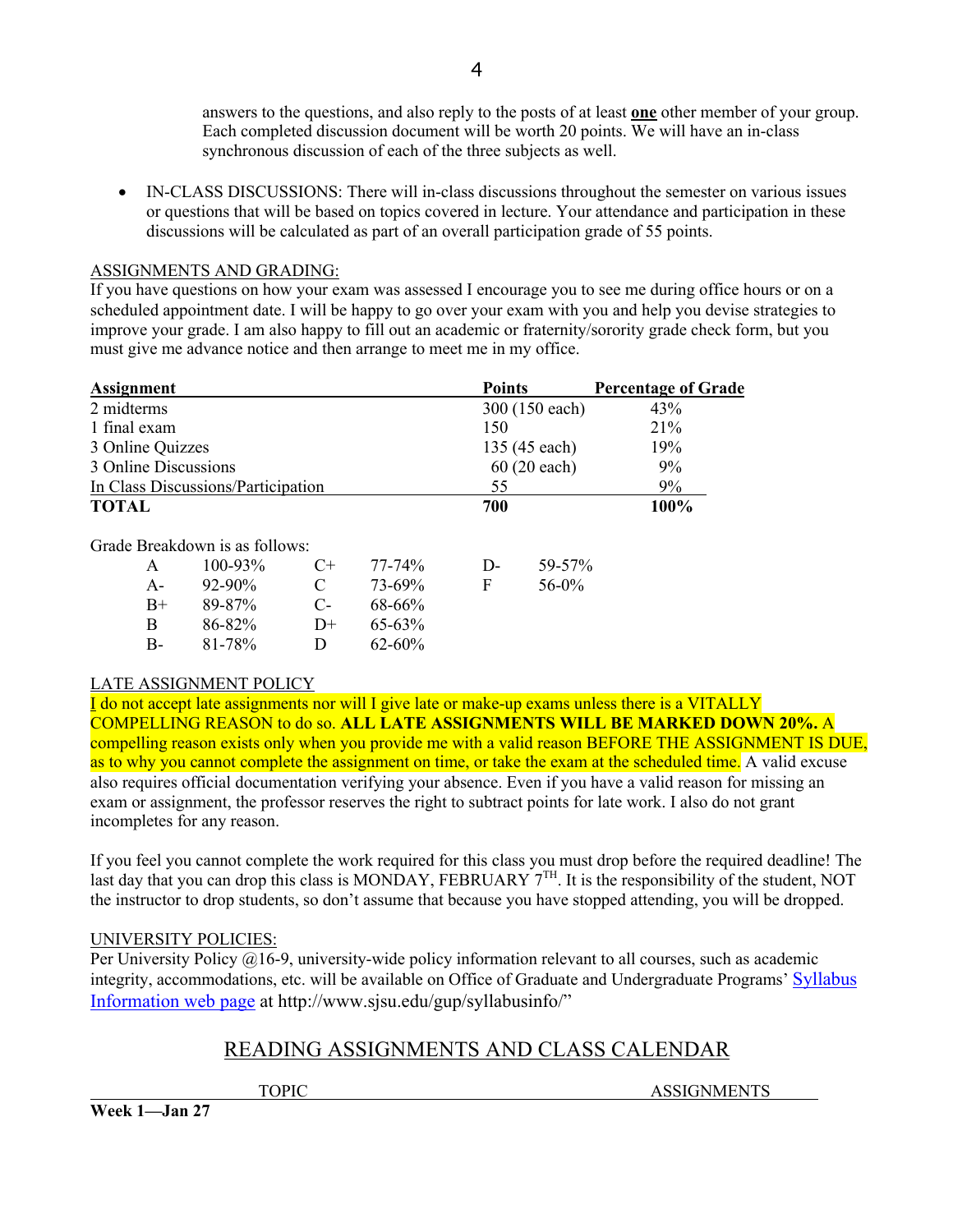answers to the questions, and also reply to the posts of at least **one** other member of your group. Each completed discussion document will be worth 20 points. We will have an in-class synchronous discussion of each of the three subjects as well.

- IN-CLASS DISCUSSIONS: There will in-class discussions throughout the semester on various issues or questions that will be based on topics covered in lecture. Your attendance and participation in these discussions will be calculated as part of an overall participation grade of 55 points.

ASSIGNMENTS AND GRADING:

If you have questions on how your exam was assessed I encourage you to see me during office hours or on a scheduled appointment date. I will be happy to go over your exam with you and help you devise strategies to improve your grade. I am also happy to fill out an academic or fraternity/sorority grade check form, but you must give me advance notice and then arrange to meet me in my office.

| **Assignment** | **Points** | **Percentage of Grade** |
|---|---|---|
| 2 midterms | 300 (150 each) | 43% |
| 1 final exam | 150 | 21% |
| 3 Online Quizzes | 135 (45 each) | 19% |
| 3 Online Discussions | 60 (20 each) | 9% |
| In Class Discussions/Participation | 55 | 9% |
| **TOTAL** | **700** | **100%** |

Grade Breakdown is as follows:

| | | | | | |
|---|---|---|---|---|---|
| A | 100-93% | C+ | 77-74% | D- | 59-57% |
| A- | 92-90% | C | 73-69% | F | 56-0% |
| B+ | 89-87% | C- | 68-66% | | |
| B | 86-82% | D+ | 65-63% | | |
| B- | 81-78% | D | 62-60% | | |

LATE ASSIGNMENT POLICY

I do not accept late assignments nor will I give late or make-up exams unless there is a VITALLY COMPELLING REASON to do so. **ALL LATE ASSIGNMENTS WILL BE MARKED DOWN 20%.** A compelling reason exists only when you provide me with a valid reason BEFORE THE ASSIGNMENT IS DUE, as to why you cannot complete the assignment on time, or take the exam at the scheduled time. A valid excuse also requires official documentation verifying your absence. Even if you have a valid reason for missing an exam or assignment, the professor reserves the right to subtract points for late work. I also do not grant incompletes for any reason.

If you feel you cannot complete the work required for this class you must drop before the required deadline! The last day that you can drop this class is MONDAY, FEBRUARY 7TH. It is the responsibility of the student, NOT the instructor to drop students, so don't assume that because you have stopped attending, you will be dropped.

UNIVERSITY POLICIES:

Per University Policy @16-9, university-wide policy information relevant to all courses, such as academic integrity, accommodations, etc. will be available on Office of Graduate and Undergraduate Programs' [Syllabus Information web page](http://www.sjsu.edu/gup/syllabusinfo/) at http://www.sjsu.edu/gup/syllabusinfo/"

## READING ASSIGNMENTS AND CLASS CALENDAR

| TOPIC | ASSIGNMENTS |
|---|---|
| **Week 1—Jan 27** | |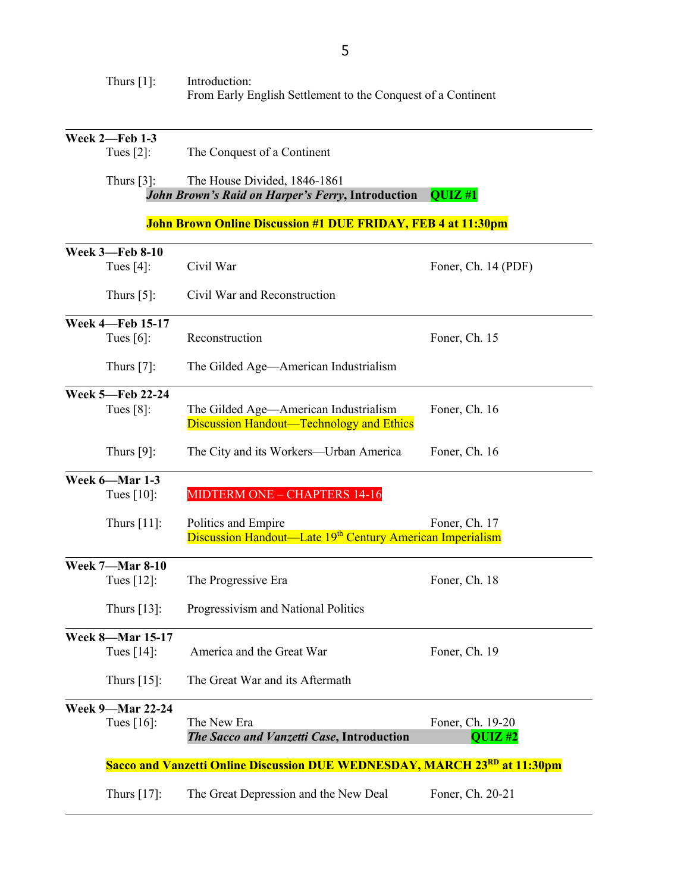Thurs [1]: Introduction:
From Early English Settlement to the Conquest of a Continent

---

**Week 2—Feb 1-3**

Tues [2]: The Conquest of a Continent

Thurs [3]: The House Divided, 1846-1861
***John Brown's Raid on Harper's Ferry*, Introduction** **QUIZ #1**

**John Brown Online Discussion #1 DUE FRIDAY, FEB 4 at 11:30pm**

---

**Week 3—Feb 8-10**

Tues [4]: Civil War — Foner, Ch. 14 (PDF)

Thurs [5]: Civil War and Reconstruction

---

**Week 4—Feb 15-17**

Tues [6]: Reconstruction — Foner, Ch. 15

Thurs [7]: The Gilded Age—American Industrialism

---

**Week 5—Feb 22-24**

Tues [8]: The Gilded Age—American Industrialism — Foner, Ch. 16
Discussion Handout—Technology and Ethics

Thurs [9]: The City and its Workers—Urban America — Foner, Ch. 16

---

**Week 6—Mar 1-3**

Tues [10]: MIDTERM ONE – CHAPTERS 14-16

Thurs [11]: Politics and Empire — Foner, Ch. 17
Discussion Handout—Late 19th Century American Imperialism

---

**Week 7—Mar 8-10**

Tues [12]: The Progressive Era — Foner, Ch. 18

Thurs [13]: Progressivism and National Politics

---

**Week 8—Mar 15-17**

Tues [14]: America and the Great War — Foner, Ch. 19

Thurs [15]: The Great War and its Aftermath

---

**Week 9—Mar 22-24**

Tues [16]: The New Era — Foner, Ch. 19-20
***The Sacco and Vanzetti Case*, Introduction** **QUIZ #2**

**Sacco and Vanzetti Online Discussion DUE WEDNESDAY, MARCH 23RD at 11:30pm**

Thurs [17]: The Great Depression and the New Deal — Foner, Ch. 20-21

---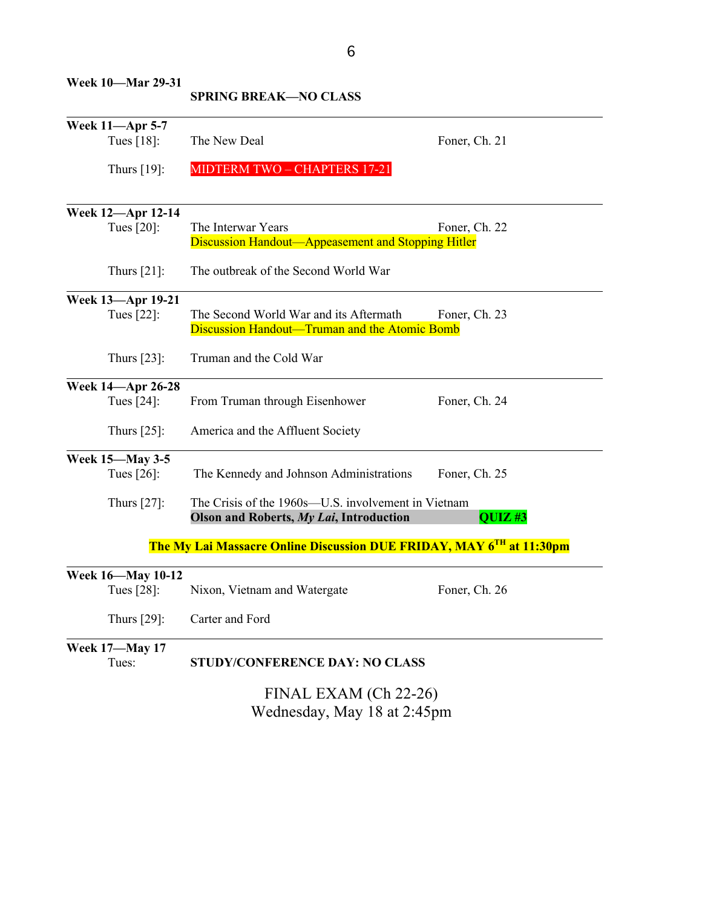**Week 10—Mar 29-31**

**SPRING BREAK—NO CLASS**

---

**Week 11—Apr 5-7**

Tues [18]: The New Deal — Foner, Ch. 21

Thurs [19]: MIDTERM TWO – CHAPTERS 17-21

---

**Week 12—Apr 12-14**

Tues [20]: The Interwar Years — Foner, Ch. 22
Discussion Handout—Appeasement and Stopping Hitler

Thurs [21]: The outbreak of the Second World War

---

**Week 13—Apr 19-21**

Tues [22]: The Second World War and its Aftermath — Foner, Ch. 23
Discussion Handout—Truman and the Atomic Bomb

Thurs [23]: Truman and the Cold War

---

**Week 14—Apr 26-28**

Tues [24]: From Truman through Eisenhower — Foner, Ch. 24

Thurs [25]: America and the Affluent Society

---

**Week 15—May 3-5**

Tues [26]: The Kennedy and Johnson Administrations — Foner, Ch. 25

Thurs [27]: The Crisis of the 1960s—U.S. involvement in Vietnam
**Olson and Roberts, *My Lai*, Introduction** — **QUIZ #3**

**The My Lai Massacre Online Discussion DUE FRIDAY, MAY 6TH at 11:30pm**

---

**Week 16—May 10-12**

Tues [28]: Nixon, Vietnam and Watergate — Foner, Ch. 26

Thurs [29]: Carter and Ford

---

**Week 17—May 17**

Tues: **STUDY/CONFERENCE DAY: NO CLASS**

FINAL EXAM (Ch 22-26)
Wednesday, May 18 at 2:45pm